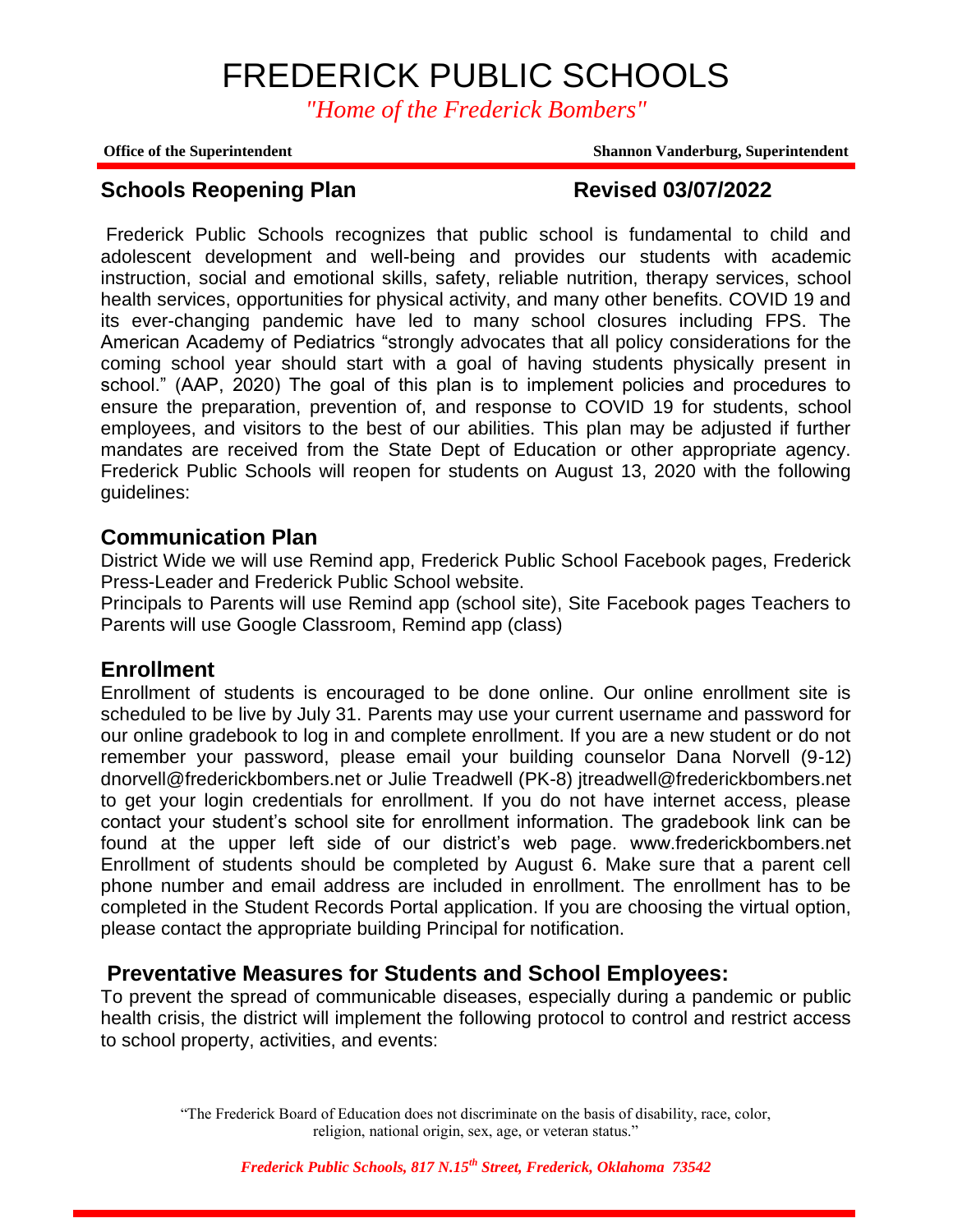# FREDERICK PUBLIC SCHOOLS

*"Home of the Frederick Bombers"*

**Office of the Superintendent** **Shannon Vanderburg, Superintendent**

## Schools Reopening Plan Revised 03/07/2022

Frederick Public Schools recognizes that public school is fundamental to child and adolescent development and well-being and provides our students with academic instruction, social and emotional skills, safety, reliable nutrition, therapy services, school health services, opportunities for physical activity, and many other benefits. COVID 19 and its ever-changing pandemic have led to many school closures including FPS. The American Academy of Pediatrics "strongly advocates that all policy considerations for the coming school year should start with a goal of having students physically present in school." (AAP, 2020) The goal of this plan is to implement policies and procedures to ensure the preparation, prevention of, and response to COVID 19 for students, school employees, and visitors to the best of our abilities. This plan may be adjusted if further mandates are received from the State Dept of Education or other appropriate agency. Frederick Public Schools will reopen for students on August 13, 2020 with the following guidelines:

## Communication Plan

District Wide we will use Remind app, Frederick Public School Facebook pages, Frederick Press-Leader and Frederick Public School website.

Principals to Parents will use Remind app (school site), Site Facebook pages Teachers to Parents will use Google Classroom, Remind app (class)

## Enrollment

Enrollment of students is encouraged to be done online. Our online enrollment site is scheduled to be live by July 31. Parents may use your current username and password for our online gradebook to log in and complete enrollment. If you are a new student or do not remember your password, please email your building counselor Dana Norvell (9-12) dnorvell@frederickbombers.net or Julie Treadwell (PK-8) jtreadwell@frederickbombers.net to get your login credentials for enrollment. If you do not have internet access, please contact your student's school site for enrollment information. The gradebook link can be found at the upper left side of our district's web page. www.frederickbombers.net Enrollment of students should be completed by August 6. Make sure that a parent cell phone number and email address are included in enrollment. The enrollment has to be completed in the Student Records Portal application. If you are choosing the virtual option, please contact the appropriate building Principal for notification.

## Preventative Measures for Students and School Employees:

To prevent the spread of communicable diseases, especially during a pandemic or public health crisis, the district will implement the following protocol to control and restrict access to school property, activities, and events:

"The Frederick Board of Education does not discriminate on the basis of disability, race, color, religion, national origin, sex, age, or veteran status."

*Frederick Public Schools, 817 N.15th Street, Frederick, Oklahoma 73542*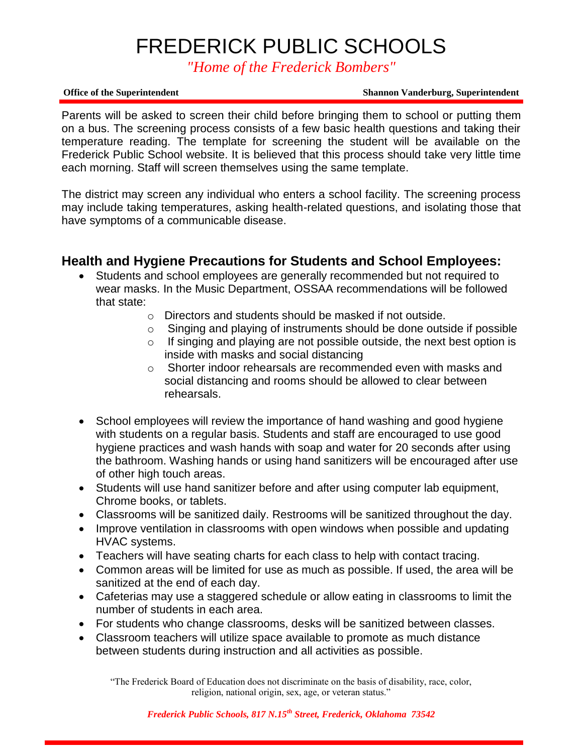Parents will be asked to screen their child before bringing them to school or putting them on a bus. The screening process consists of a few basic health questions and taking their temperature reading. The template for screening the student will be available on the Frederick Public School website. It is believed that this process should take very little time each morning. Staff will screen themselves using the same template.

The district may screen any individual who enters a school facility. The screening process may include taking temperatures, asking health-related questions, and isolating those that have symptoms of a communicable disease.

## Health and Hygiene Precautions for Students and School Employees:

- Students and school employees are generally recommended but not required to wear masks. In the Music Department, OSSAA recommendations will be followed that state:
  - Directors and students should be masked if not outside.
  - Singing and playing of instruments should be done outside if possible
  - If singing and playing are not possible outside, the next best option is inside with masks and social distancing
  - Shorter indoor rehearsals are recommended even with masks and social distancing and rooms should be allowed to clear between rehearsals.
- School employees will review the importance of hand washing and good hygiene with students on a regular basis. Students and staff are encouraged to use good hygiene practices and wash hands with soap and water for 20 seconds after using the bathroom. Washing hands or using hand sanitizers will be encouraged after use of other high touch areas.
- Students will use hand sanitizer before and after using computer lab equipment, Chrome books, or tablets.
- Classrooms will be sanitized daily. Restrooms will be sanitized throughout the day.
- Improve ventilation in classrooms with open windows when possible and updating HVAC systems.
- Teachers will have seating charts for each class to help with contact tracing.
- Common areas will be limited for use as much as possible. If used, the area will be sanitized at the end of each day.
- Cafeterias may use a staggered schedule or allow eating in classrooms to limit the number of students in each area.
- For students who change classrooms, desks will be sanitized between classes.
- Classroom teachers will utilize space available to promote as much distance between students during instruction and all activities as possible.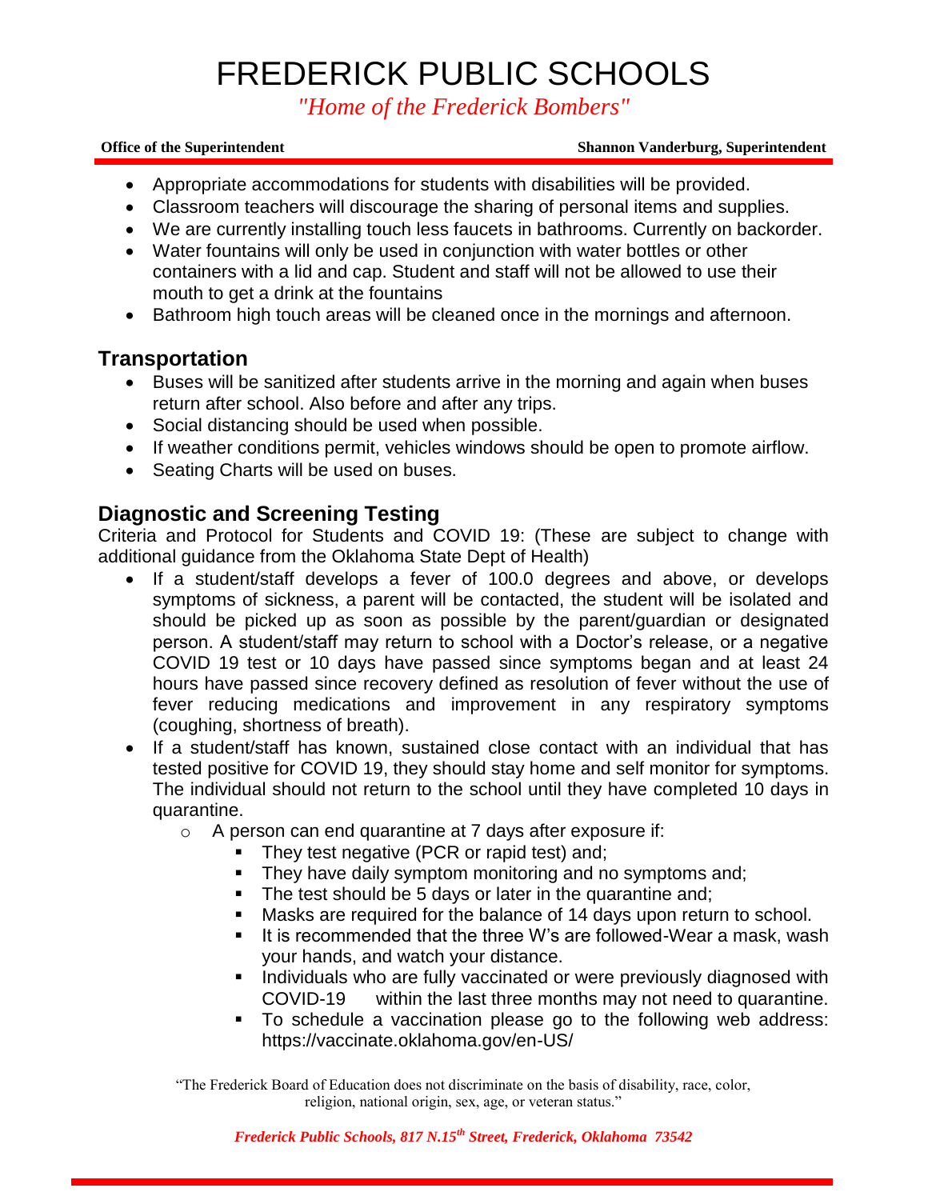- Appropriate accommodations for students with disabilities will be provided.
- Classroom teachers will discourage the sharing of personal items and supplies.
- We are currently installing touch less faucets in bathrooms. Currently on backorder.
- Water fountains will only be used in conjunction with water bottles or other containers with a lid and cap. Student and staff will not be allowed to use their mouth to get a drink at the fountains
- Bathroom high touch areas will be cleaned once in the mornings and afternoon.

## Transportation

- Buses will be sanitized after students arrive in the morning and again when buses return after school. Also before and after any trips.
- Social distancing should be used when possible.
- If weather conditions permit, vehicles windows should be open to promote airflow.
- Seating Charts will be used on buses.

## Diagnostic and Screening Testing

Criteria and Protocol for Students and COVID 19: (These are subject to change with additional guidance from the Oklahoma State Dept of Health)

- If a student/staff develops a fever of 100.0 degrees and above, or develops symptoms of sickness, a parent will be contacted, the student will be isolated and should be picked up as soon as possible by the parent/guardian or designated person. A student/staff may return to school with a Doctor's release, or a negative COVID 19 test or 10 days have passed since symptoms began and at least 24 hours have passed since recovery defined as resolution of fever without the use of fever reducing medications and improvement in any respiratory symptoms (coughing, shortness of breath).
- If a student/staff has known, sustained close contact with an individual that has tested positive for COVID 19, they should stay home and self monitor for symptoms. The individual should not return to the school until they have completed 10 days in quarantine.
  - A person can end quarantine at 7 days after exposure if:
    - They test negative (PCR or rapid test) and;
    - They have daily symptom monitoring and no symptoms and;
    - The test should be 5 days or later in the quarantine and;
    - Masks are required for the balance of 14 days upon return to school.
    - It is recommended that the three W's are followed-Wear a mask, wash your hands, and watch your distance.
    - Individuals who are fully vaccinated or were previously diagnosed with COVID-19 within the last three months may not need to quarantine.
    - To schedule a vaccination please go to the following web address: https://vaccinate.oklahoma.gov/en-US/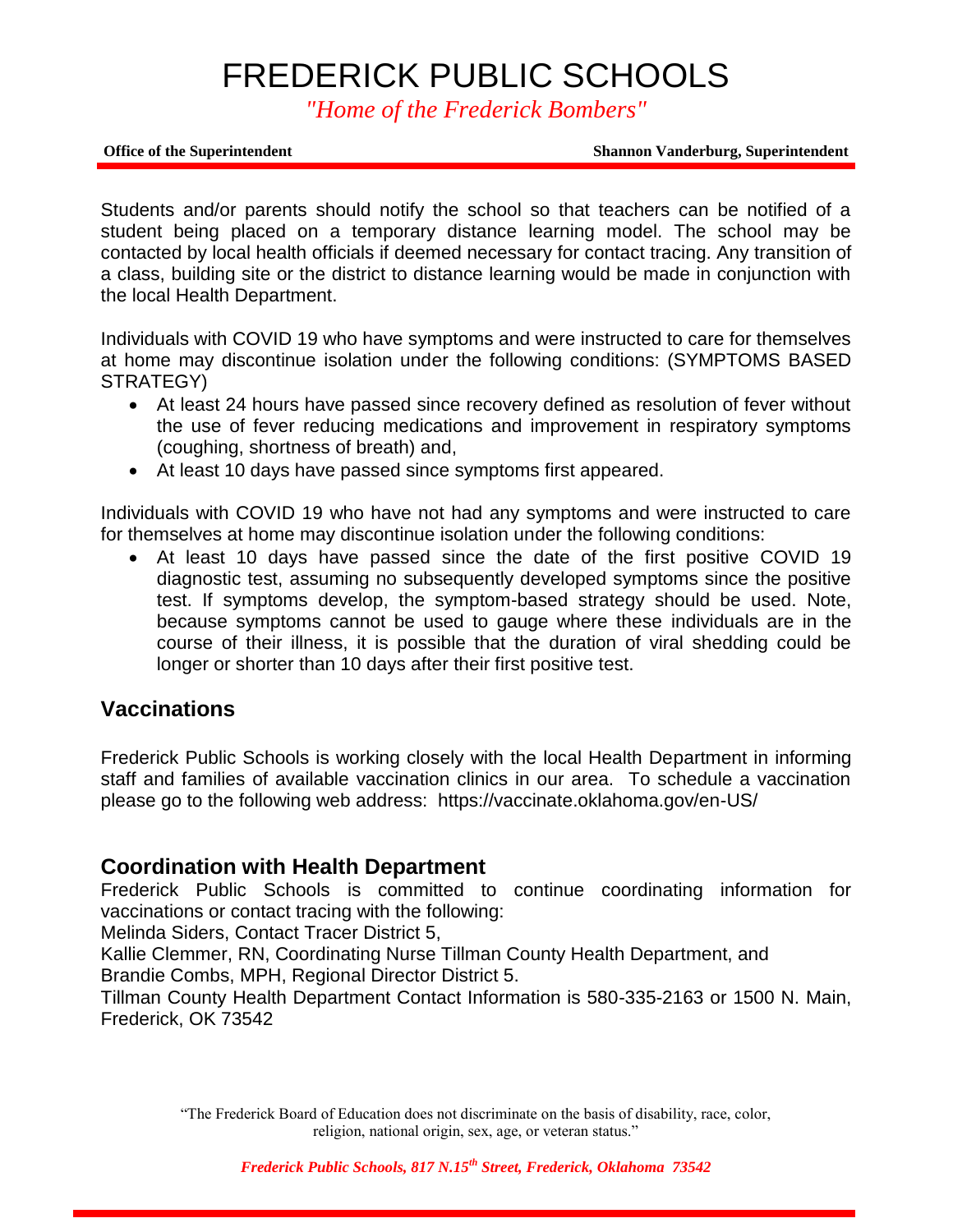Students and/or parents should notify the school so that teachers can be notified of a student being placed on a temporary distance learning model. The school may be contacted by local health officials if deemed necessary for contact tracing. Any transition of a class, building site or the district to distance learning would be made in conjunction with the local Health Department.

Individuals with COVID 19 who have symptoms and were instructed to care for themselves at home may discontinue isolation under the following conditions: (SYMPTOMS BASED STRATEGY)

- At least 24 hours have passed since recovery defined as resolution of fever without the use of fever reducing medications and improvement in respiratory symptoms (coughing, shortness of breath) and,
- At least 10 days have passed since symptoms first appeared.

Individuals with COVID 19 who have not had any symptoms and were instructed to care for themselves at home may discontinue isolation under the following conditions:

- At least 10 days have passed since the date of the first positive COVID 19 diagnostic test, assuming no subsequently developed symptoms since the positive test. If symptoms develop, the symptom-based strategy should be used. Note, because symptoms cannot be used to gauge where these individuals are in the course of their illness, it is possible that the duration of viral shedding could be longer or shorter than 10 days after their first positive test.

## Vaccinations

Frederick Public Schools is working closely with the local Health Department in informing staff and families of available vaccination clinics in our area. To schedule a vaccination please go to the following web address: https://vaccinate.oklahoma.gov/en-US/

## Coordination with Health Department

Frederick Public Schools is committed to continue coordinating information for vaccinations or contact tracing with the following:
Melinda Siders, Contact Tracer District 5,
Kallie Clemmer, RN, Coordinating Nurse Tillman County Health Department, and
Brandie Combs, MPH, Regional Director District 5.
Tillman County Health Department Contact Information is 580-335-2163 or 1500 N. Main, Frederick, OK 73542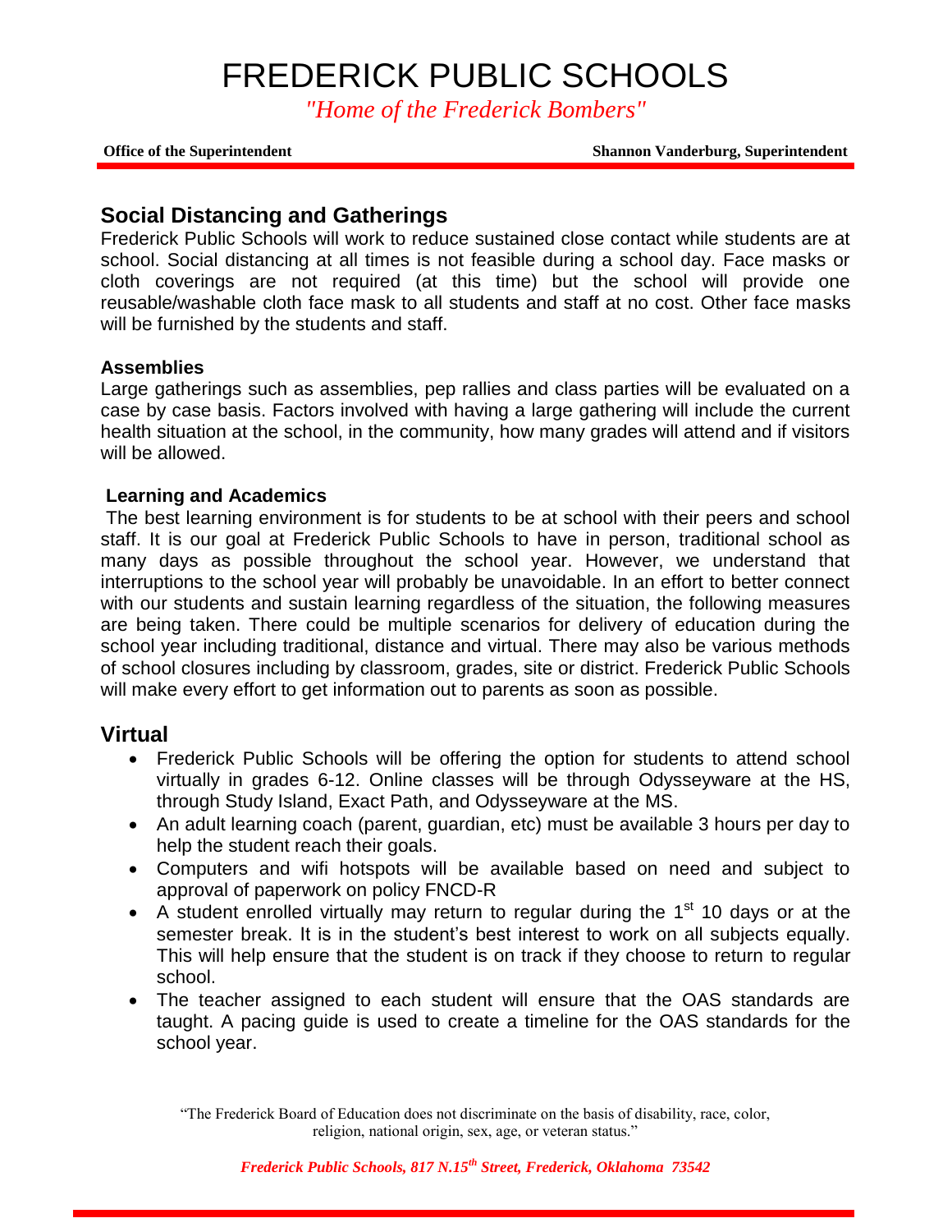## Social Distancing and Gatherings

Frederick Public Schools will work to reduce sustained close contact while students are at school. Social distancing at all times is not feasible during a school day. Face masks or cloth coverings are not required (at this time) but the school will provide one reusable/washable cloth face mask to all students and staff at no cost. Other face masks will be furnished by the students and staff.

### Assemblies

Large gatherings such as assemblies, pep rallies and class parties will be evaluated on a case by case basis. Factors involved with having a large gathering will include the current health situation at the school, in the community, how many grades will attend and if visitors will be allowed.

### Learning and Academics

The best learning environment is for students to be at school with their peers and school staff. It is our goal at Frederick Public Schools to have in person, traditional school as many days as possible throughout the school year. However, we understand that interruptions to the school year will probably be unavoidable. In an effort to better connect with our students and sustain learning regardless of the situation, the following measures are being taken. There could be multiple scenarios for delivery of education during the school year including traditional, distance and virtual. There may also be various methods of school closures including by classroom, grades, site or district. Frederick Public Schools will make every effort to get information out to parents as soon as possible.

## Virtual

- Frederick Public Schools will be offering the option for students to attend school virtually in grades 6-12. Online classes will be through Odysseyware at the HS, through Study Island, Exact Path, and Odysseyware at the MS.
- An adult learning coach (parent, guardian, etc) must be available 3 hours per day to help the student reach their goals.
- Computers and wifi hotspots will be available based on need and subject to approval of paperwork on policy FNCD-R
- A student enrolled virtually may return to regular during the 1st 10 days or at the semester break. It is in the student's best interest to work on all subjects equally. This will help ensure that the student is on track if they choose to return to regular school.
- The teacher assigned to each student will ensure that the OAS standards are taught. A pacing guide is used to create a timeline for the OAS standards for the school year.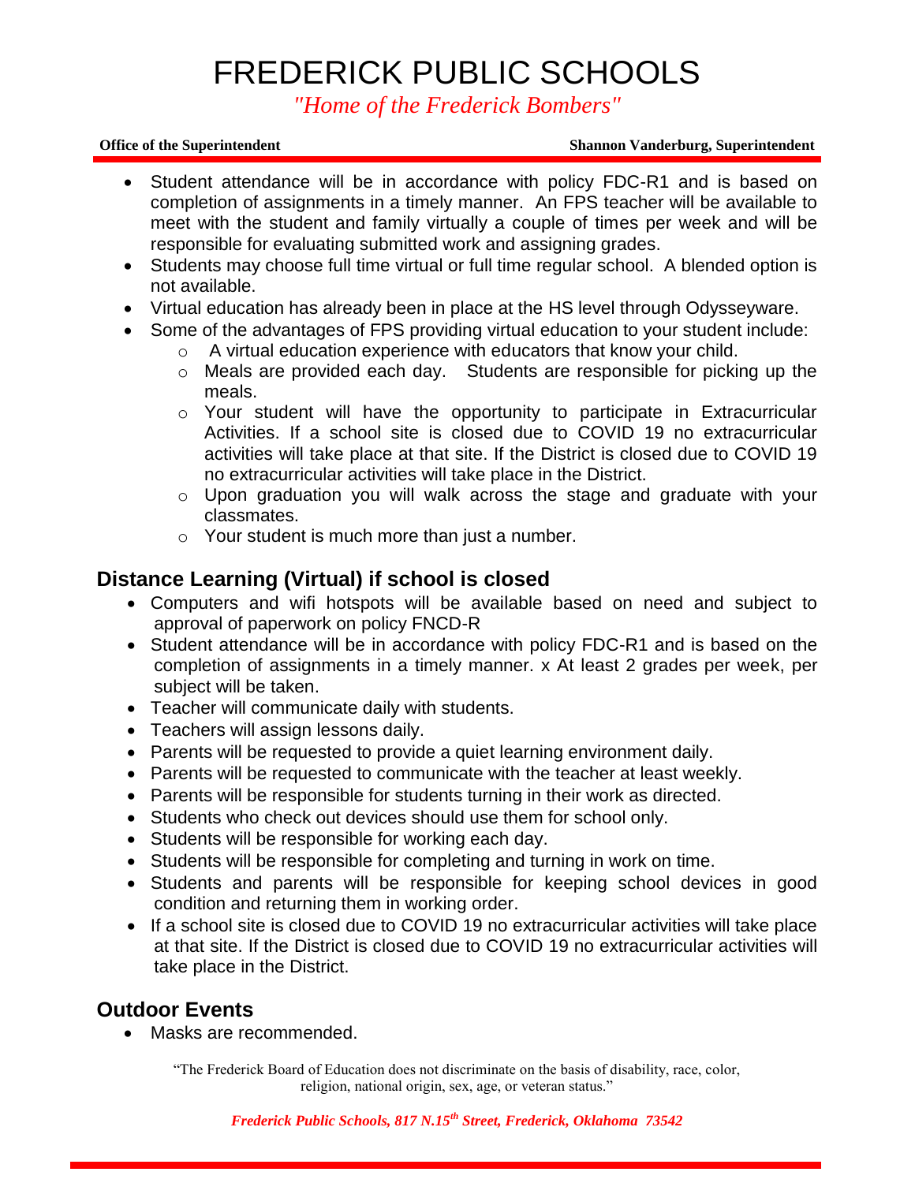- Student attendance will be in accordance with policy FDC-R1 and is based on completion of assignments in a timely manner. An FPS teacher will be available to meet with the student and family virtually a couple of times per week and will be responsible for evaluating submitted work and assigning grades.
- Students may choose full time virtual or full time regular school. A blended option is not available.
- Virtual education has already been in place at the HS level through Odysseyware.
- Some of the advantages of FPS providing virtual education to your student include:
  - A virtual education experience with educators that know your child.
  - Meals are provided each day. Students are responsible for picking up the meals.
  - Your student will have the opportunity to participate in Extracurricular Activities. If a school site is closed due to COVID 19 no extracurricular activities will take place at that site. If the District is closed due to COVID 19 no extracurricular activities will take place in the District.
  - Upon graduation you will walk across the stage and graduate with your classmates.
  - Your student is much more than just a number.

## Distance Learning (Virtual) if school is closed

- Computers and wifi hotspots will be available based on need and subject to approval of paperwork on policy FNCD-R
- Student attendance will be in accordance with policy FDC-R1 and is based on the completion of assignments in a timely manner. x At least 2 grades per week, per subject will be taken.
- Teacher will communicate daily with students.
- Teachers will assign lessons daily.
- Parents will be requested to provide a quiet learning environment daily.
- Parents will be requested to communicate with the teacher at least weekly.
- Parents will be responsible for students turning in their work as directed.
- Students who check out devices should use them for school only.
- Students will be responsible for working each day.
- Students will be responsible for completing and turning in work on time.
- Students and parents will be responsible for keeping school devices in good condition and returning them in working order.
- If a school site is closed due to COVID 19 no extracurricular activities will take place at that site. If the District is closed due to COVID 19 no extracurricular activities will take place in the District.

## Outdoor Events

- Masks are recommended.

"The Frederick Board of Education does not discriminate on the basis of disability, race, color, religion, national origin, sex, age, or veteran status."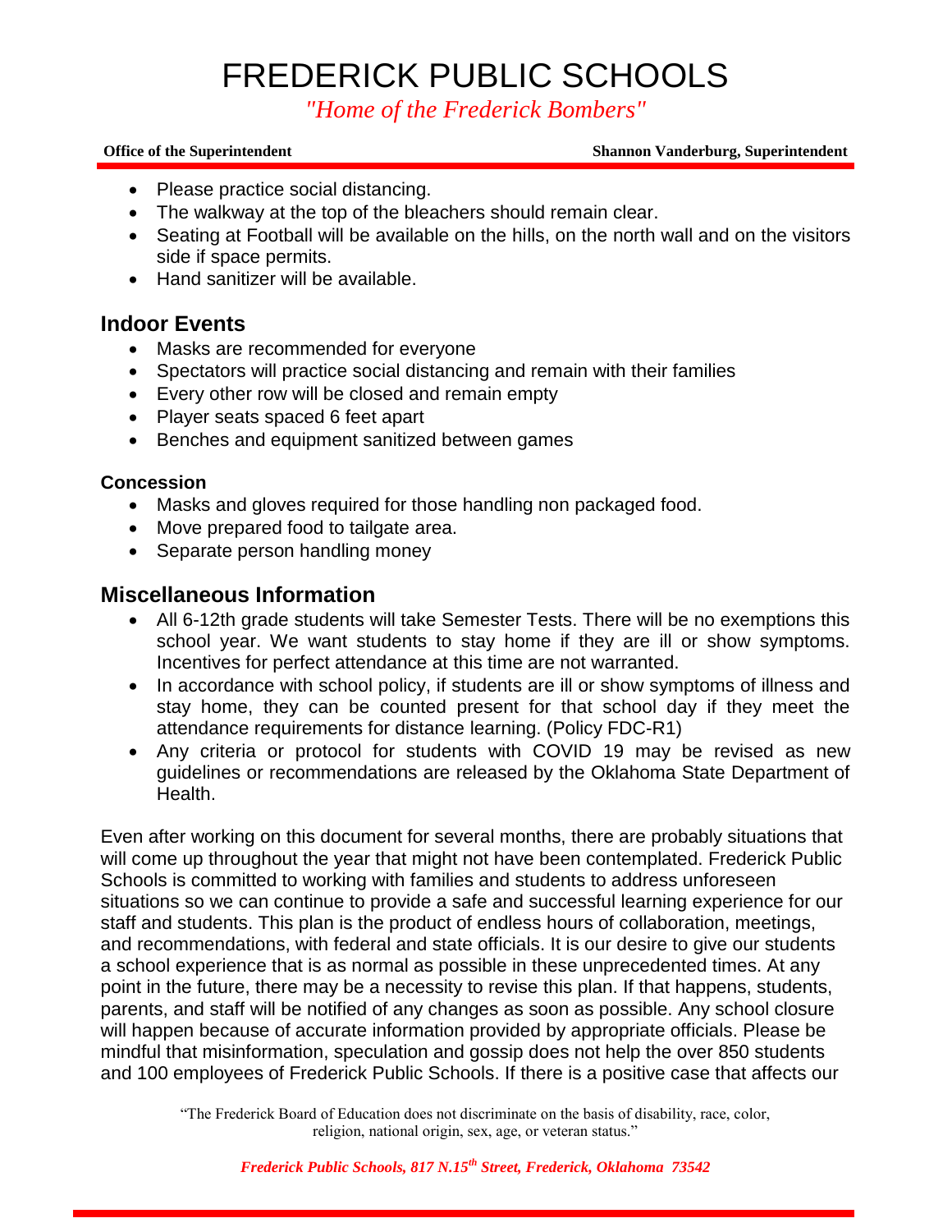- Please practice social distancing.
- The walkway at the top of the bleachers should remain clear.
- Seating at Football will be available on the hills, on the north wall and on the visitors side if space permits.
- Hand sanitizer will be available.

## Indoor Events

- Masks are recommended for everyone
- Spectators will practice social distancing and remain with their families
- Every other row will be closed and remain empty
- Player seats spaced 6 feet apart
- Benches and equipment sanitized between games

### Concession

- Masks and gloves required for those handling non packaged food.
- Move prepared food to tailgate area.
- Separate person handling money

## Miscellaneous Information

- All 6-12th grade students will take Semester Tests. There will be no exemptions this school year. We want students to stay home if they are ill or show symptoms. Incentives for perfect attendance at this time are not warranted.
- In accordance with school policy, if students are ill or show symptoms of illness and stay home, they can be counted present for that school day if they meet the attendance requirements for distance learning. (Policy FDC-R1)
- Any criteria or protocol for students with COVID 19 may be revised as new guidelines or recommendations are released by the Oklahoma State Department of Health.

Even after working on this document for several months, there are probably situations that will come up throughout the year that might not have been contemplated. Frederick Public Schools is committed to working with families and students to address unforeseen situations so we can continue to provide a safe and successful learning experience for our staff and students. This plan is the product of endless hours of collaboration, meetings, and recommendations, with federal and state officials. It is our desire to give our students a school experience that is as normal as possible in these unprecedented times. At any point in the future, there may be a necessity to revise this plan. If that happens, students, parents, and staff will be notified of any changes as soon as possible. Any school closure will happen because of accurate information provided by appropriate officials. Please be mindful that misinformation, speculation and gossip does not help the over 850 students and 100 employees of Frederick Public Schools. If there is a positive case that affects our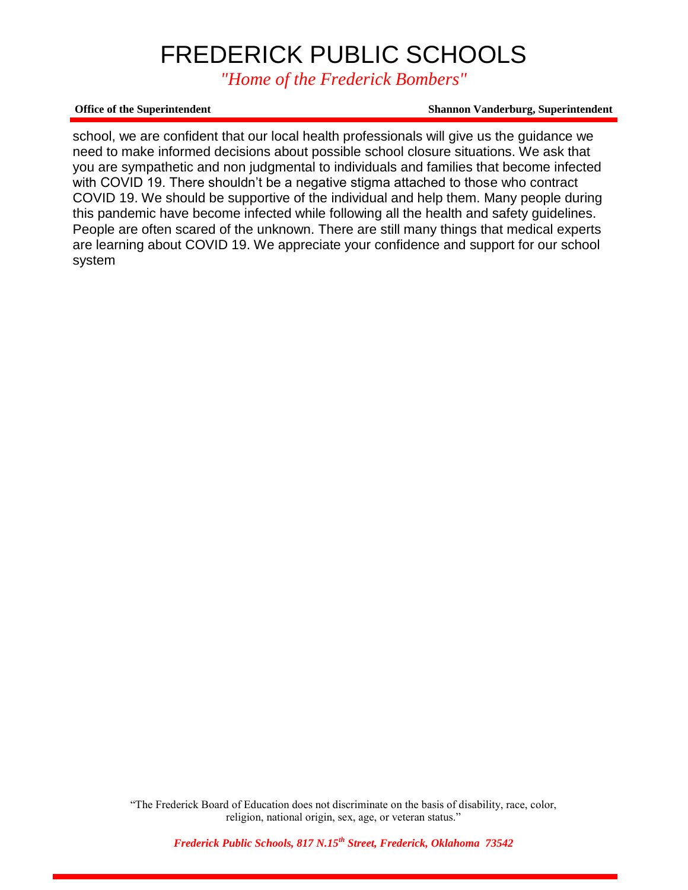school, we are confident that our local health professionals will give us the guidance we need to make informed decisions about possible school closure situations. We ask that you are sympathetic and non judgmental to individuals and families that become infected with COVID 19. There shouldn't be a negative stigma attached to those who contract COVID 19. We should be supportive of the individual and help them. Many people during this pandemic have become infected while following all the health and safety guidelines. People are often scared of the unknown. There are still many things that medical experts are learning about COVID 19. We appreciate your confidence and support for our school system